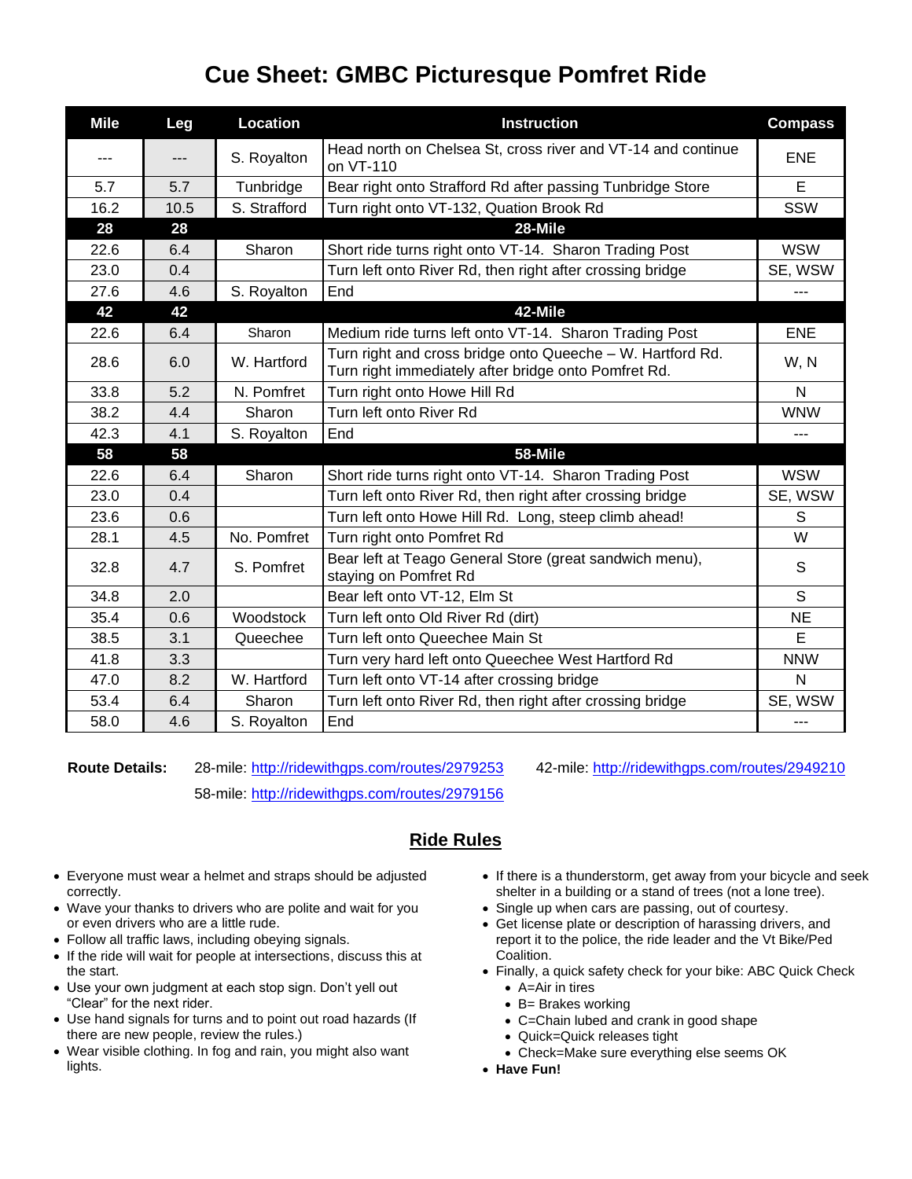# Cue Sheet: GMBC Picturesque Pomfret Ride

| Mile | Leg | Location | Instruction | Compass |
|---|---|---|---|---|
| --- | --- | S. Royalton | Head north on Chelsea St, cross river and VT-14 and continue on VT-110 | ENE |
| 5.7 | 5.7 | Tunbridge | Bear right onto Strafford Rd after passing Tunbridge Store | E |
| 16.2 | 10.5 | S. Strafford | Turn right onto VT-132, Quation Brook Rd | SSW |
| **28** | **28** | | **28-Mile** | |
| 22.6 | 6.4 | Sharon | Short ride turns right onto VT-14. Sharon Trading Post | WSW |
| 23.0 | 0.4 | | Turn left onto River Rd, then right after crossing bridge | SE, WSW |
| 27.6 | 4.6 | S. Royalton | End | --- |
| **42** | **42** | | **42-Mile** | |
| 22.6 | 6.4 | Sharon | Medium ride turns left onto VT-14. Sharon Trading Post | ENE |
| 28.6 | 6.0 | W. Hartford | Turn right and cross bridge onto Queeche – W. Hartford Rd. Turn right immediately after bridge onto Pomfret Rd. | W, N |
| 33.8 | 5.2 | N. Pomfret | Turn right onto Howe Hill Rd | N |
| 38.2 | 4.4 | Sharon | Turn left onto River Rd | WNW |
| 42.3 | 4.1 | S. Royalton | End | --- |
| **58** | **58** | | **58-Mile** | |
| 22.6 | 6.4 | Sharon | Short ride turns right onto VT-14. Sharon Trading Post | WSW |
| 23.0 | 0.4 | | Turn left onto River Rd, then right after crossing bridge | SE, WSW |
| 23.6 | 0.6 | | Turn left onto Howe Hill Rd. Long, steep climb ahead! | S |
| 28.1 | 4.5 | No. Pomfret | Turn right onto Pomfret Rd | W |
| 32.8 | 4.7 | S. Pomfret | Bear left at Teago General Store (great sandwich menu), staying on Pomfret Rd | S |
| 34.8 | 2.0 | | Bear left onto VT-12, Elm St | S |
| 35.4 | 0.6 | Woodstock | Turn left onto Old River Rd (dirt) | NE |
| 38.5 | 3.1 | Queechee | Turn left onto Queechee Main St | E |
| 41.8 | 3.3 | | Turn very hard left onto Queechee West Hartford Rd | NNW |
| 47.0 | 8.2 | W. Hartford | Turn left onto VT-14 after crossing bridge | N |
| 53.4 | 6.4 | Sharon | Turn left onto River Rd, then right after crossing bridge | SE, WSW |
| 58.0 | 4.6 | S. Royalton | End | --- |

**Route Details:** 28-mile: http://ridewithgps.com/routes/2979253 42-mile: http://ridewithgps.com/routes/2949210
58-mile: http://ridewithgps.com/routes/2979156

## Ride Rules

- Everyone must wear a helmet and straps should be adjusted correctly.
- Wave your thanks to drivers who are polite and wait for you or even drivers who are a little rude.
- Follow all traffic laws, including obeying signals.
- If the ride will wait for people at intersections, discuss this at the start.
- Use your own judgment at each stop sign. Don't yell out "Clear" for the next rider.
- Use hand signals for turns and to point out road hazards (If there are new people, review the rules.)
- Wear visible clothing. In fog and rain, you might also want lights.
- If there is a thunderstorm, get away from your bicycle and seek shelter in a building or a stand of trees (not a lone tree).
- Single up when cars are passing, out of courtesy.
- Get license plate or description of harassing drivers, and report it to the police, the ride leader and the Vt Bike/Ped Coalition.
- Finally, a quick safety check for your bike: ABC Quick Check
  - A=Air in tires
  - B= Brakes working
  - C=Chain lubed and crank in good shape
  - Quick=Quick releases tight
  - Check=Make sure everything else seems OK
- **Have Fun!**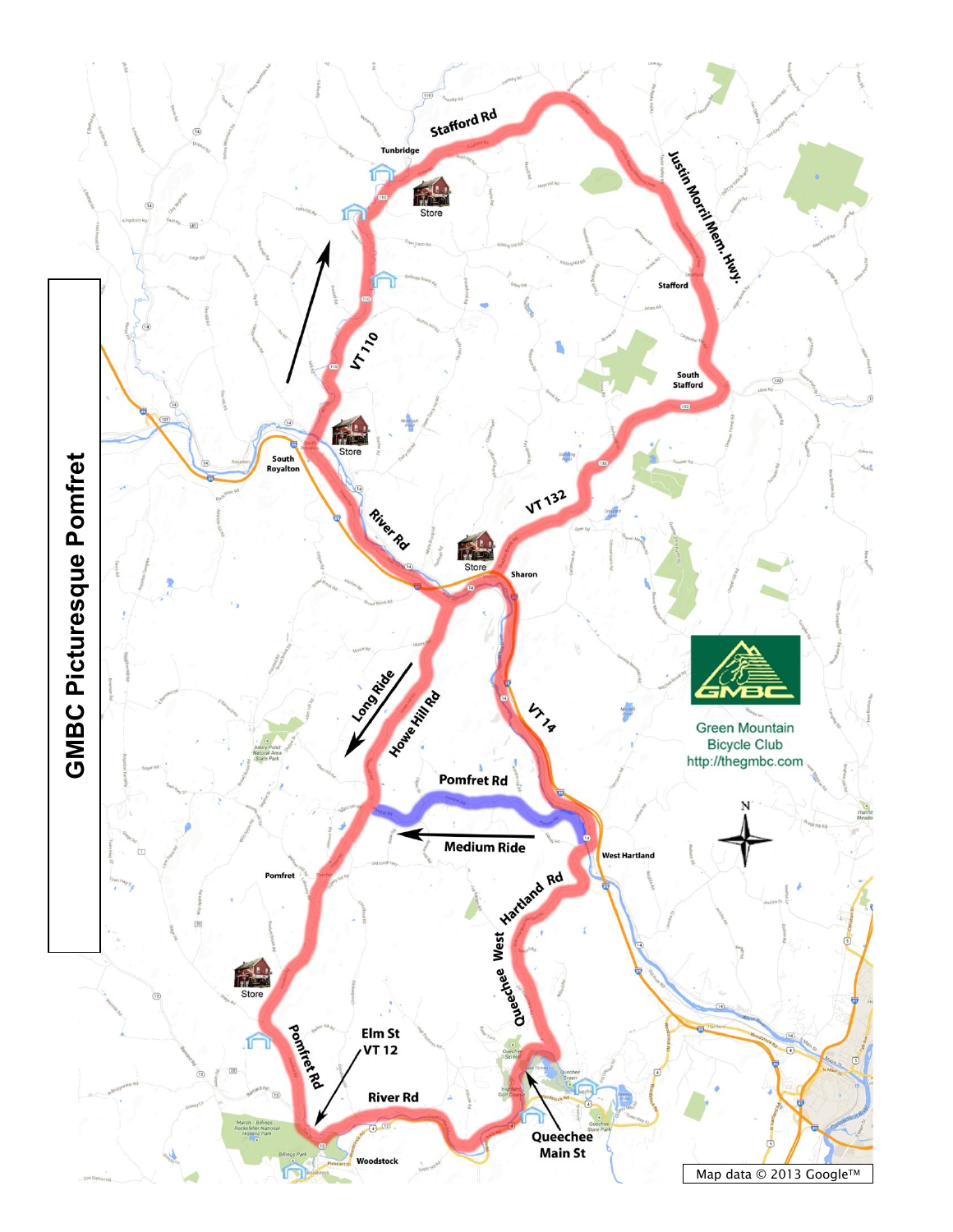# GMBC Picturesque Pomfret

Stafford Rd

Tunbridge

Store

Justin Morril Mem. Hwy.

Stafford

South Stafford

VT 110

Store

South Royalton

River Rd

VT 132

Store

Sharon

Long Ride

Howe Hill Rd

VT 14

Green Mountain Bicycle Club
http://thegmbc.com

Pomfret Rd

Medium Ride

West Hartland

Pomfret

Hartland Rd

West Quechee Rd

Store

Pomfret Rd

Elm St
VT 12

River Rd

Woodstock

Queechee Main St

Map data © 2013 Google™